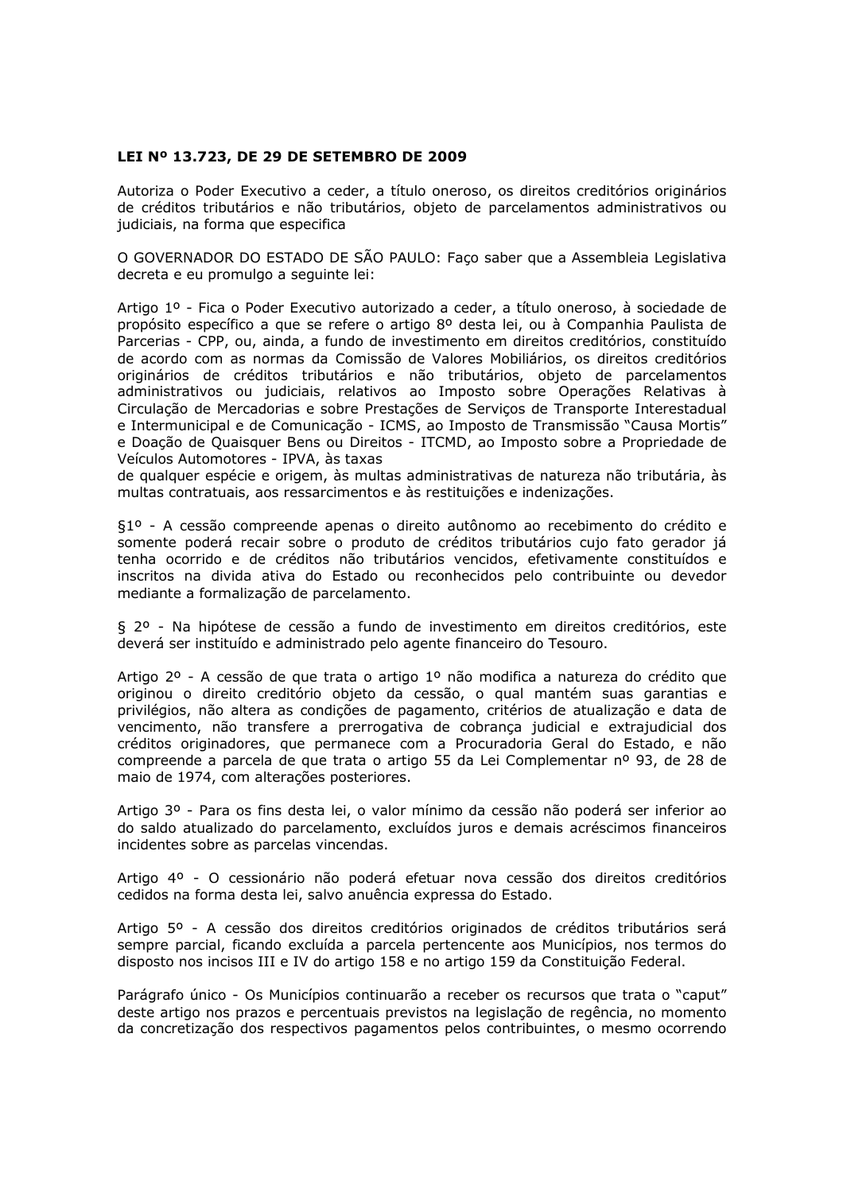**LEI Nº 13.723, DE 29 DE SETEMBRO DE 2009**

Autoriza o Poder Executivo a ceder, a título oneroso, os direitos creditórios originários de créditos tributários e não tributários, objeto de parcelamentos administrativos ou judiciais, na forma que especifica

O GOVERNADOR DO ESTADO DE SÃO PAULO: Faço saber que a Assembleia Legislativa decreta e eu promulgo a seguinte lei:

Artigo 1º - Fica o Poder Executivo autorizado a ceder, a título oneroso, à sociedade de propósito específico a que se refere o artigo 8º desta lei, ou à Companhia Paulista de Parcerias - CPP, ou, ainda, a fundo de investimento em direitos creditórios, constituído de acordo com as normas da Comissão de Valores Mobiliários, os direitos creditórios originários de créditos tributários e não tributários, objeto de parcelamentos administrativos ou judiciais, relativos ao Imposto sobre Operações Relativas à Circulação de Mercadorias e sobre Prestações de Serviços de Transporte Interestadual e Intermunicipal e de Comunicação - ICMS, ao Imposto de Transmissão "Causa Mortis" e Doação de Quaisquer Bens ou Direitos - ITCMD, ao Imposto sobre a Propriedade de Veículos Automotores - IPVA, às taxas de qualquer espécie e origem, às multas administrativas de natureza não tributária, às multas contratuais, aos ressarcimentos e às restituições e indenizações.

§1º - A cessão compreende apenas o direito autônomo ao recebimento do crédito e somente poderá recair sobre o produto de créditos tributários cujo fato gerador já tenha ocorrido e de créditos não tributários vencidos, efetivamente constituídos e inscritos na divida ativa do Estado ou reconhecidos pelo contribuinte ou devedor mediante a formalização de parcelamento.

§ 2º - Na hipótese de cessão a fundo de investimento em direitos creditórios, este deverá ser instituído e administrado pelo agente financeiro do Tesouro.

Artigo 2º - A cessão de que trata o artigo 1º não modifica a natureza do crédito que originou o direito creditório objeto da cessão, o qual mantém suas garantias e privilégios, não altera as condições de pagamento, critérios de atualização e data de vencimento, não transfere a prerrogativa de cobrança judicial e extrajudicial dos créditos originadores, que permanece com a Procuradoria Geral do Estado, e não compreende a parcela de que trata o artigo 55 da Lei Complementar nº 93, de 28 de maio de 1974, com alterações posteriores.

Artigo 3º - Para os fins desta lei, o valor mínimo da cessão não poderá ser inferior ao do saldo atualizado do parcelamento, excluídos juros e demais acréscimos financeiros incidentes sobre as parcelas vincendas.

Artigo 4º - O cessionário não poderá efetuar nova cessão dos direitos creditórios cedidos na forma desta lei, salvo anuência expressa do Estado.

Artigo 5º - A cessão dos direitos creditórios originados de créditos tributários será sempre parcial, ficando excluída a parcela pertencente aos Municípios, nos termos do disposto nos incisos III e IV do artigo 158 e no artigo 159 da Constituição Federal.

Parágrafo único - Os Municípios continuarão a receber os recursos que trata o "caput" deste artigo nos prazos e percentuais previstos na legislação de regência, no momento da concretização dos respectivos pagamentos pelos contribuintes, o mesmo ocorrendo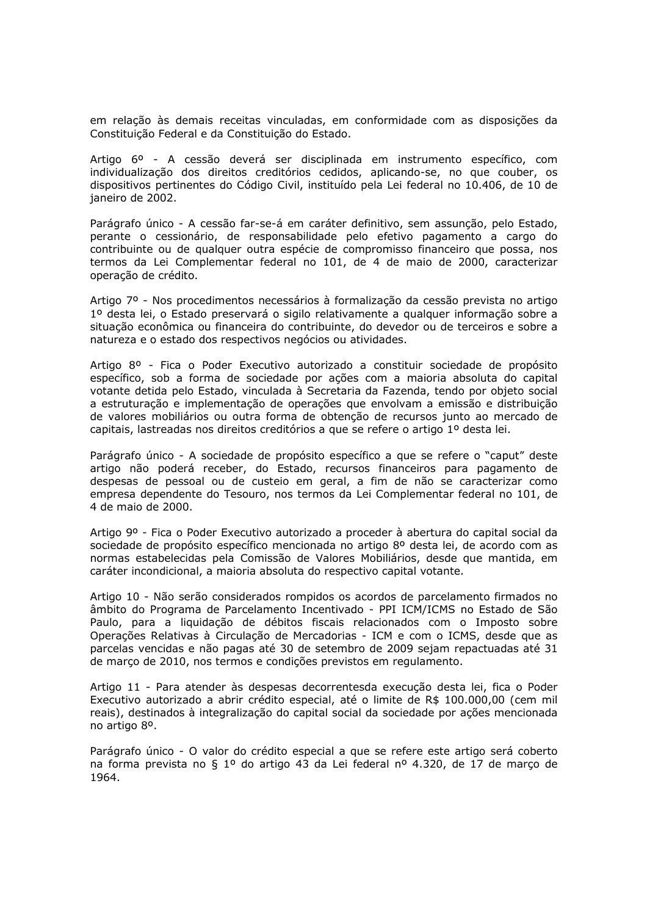em relação às demais receitas vinculadas, em conformidade com as disposições da Constituição Federal e da Constituição do Estado.

Artigo 6º - A cessão deverá ser disciplinada em instrumento específico, com individualização dos direitos creditórios cedidos, aplicando-se, no que couber, os dispositivos pertinentes do Código Civil, instituído pela Lei federal no 10.406, de 10 de janeiro de 2002.

Parágrafo único - A cessão far-se-á em caráter definitivo, sem assunção, pelo Estado, perante o cessionário, de responsabilidade pelo efetivo pagamento a cargo do contribuinte ou de qualquer outra espécie de compromisso financeiro que possa, nos termos da Lei Complementar federal no 101, de 4 de maio de 2000, caracterizar operação de crédito.

Artigo 7º - Nos procedimentos necessários à formalização da cessão prevista no artigo 1º desta lei, o Estado preservará o sigilo relativamente a qualquer informação sobre a situação econômica ou financeira do contribuinte, do devedor ou de terceiros e sobre a natureza e o estado dos respectivos negócios ou atividades.

Artigo 8º - Fica o Poder Executivo autorizado a constituir sociedade de propósito específico, sob a forma de sociedade por ações com a maioria absoluta do capital votante detida pelo Estado, vinculada à Secretaria da Fazenda, tendo por objeto social a estruturação e implementação de operações que envolvam a emissão e distribuição de valores mobiliários ou outra forma de obtenção de recursos junto ao mercado de capitais, lastreadas nos direitos creditórios a que se refere o artigo 1º desta lei.

Parágrafo único - A sociedade de propósito específico a que se refere o "caput" deste artigo não poderá receber, do Estado, recursos financeiros para pagamento de despesas de pessoal ou de custeio em geral, a fim de não se caracterizar como empresa dependente do Tesouro, nos termos da Lei Complementar federal no 101, de 4 de maio de 2000.

Artigo 9º - Fica o Poder Executivo autorizado a proceder à abertura do capital social da sociedade de propósito específico mencionada no artigo 8º desta lei, de acordo com as normas estabelecidas pela Comissão de Valores Mobiliários, desde que mantida, em caráter incondicional, a maioria absoluta do respectivo capital votante.

Artigo 10 - Não serão considerados rompidos os acordos de parcelamento firmados no âmbito do Programa de Parcelamento Incentivado - PPI ICM/ICMS no Estado de São Paulo, para a liquidação de débitos fiscais relacionados com o Imposto sobre Operações Relativas à Circulação de Mercadorias - ICM e com o ICMS, desde que as parcelas vencidas e não pagas até 30 de setembro de 2009 sejam repactuadas até 31 de março de 2010, nos termos e condições previstos em regulamento.

Artigo 11 - Para atender às despesas decorrentesda execução desta lei, fica o Poder Executivo autorizado a abrir crédito especial, até o limite de R$ 100.000,00 (cem mil reais), destinados à integralização do capital social da sociedade por ações mencionada no artigo 8º.

Parágrafo único - O valor do crédito especial a que se refere este artigo será coberto na forma prevista no § 1º do artigo 43 da Lei federal nº 4.320, de 17 de março de 1964.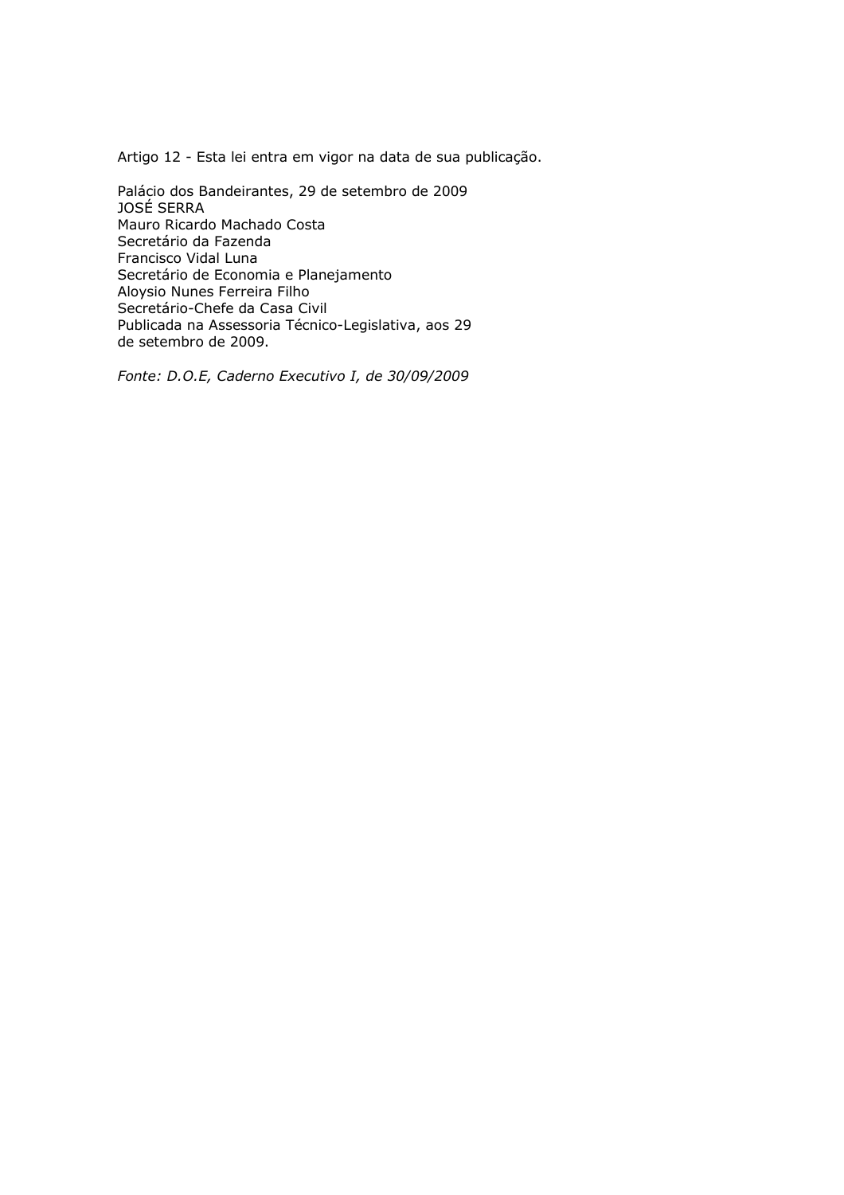Artigo 12 - Esta lei entra em vigor na data de sua publicação.

Palácio dos Bandeirantes, 29 de setembro de 2009
JOSÉ SERRA
Mauro Ricardo Machado Costa
Secretário da Fazenda
Francisco Vidal Luna
Secretário de Economia e Planejamento
Aloysio Nunes Ferreira Filho
Secretário-Chefe da Casa Civil
Publicada na Assessoria Técnico-Legislativa, aos 29
de setembro de 2009.

*Fonte: D.O.E, Caderno Executivo I, de 30/09/2009*